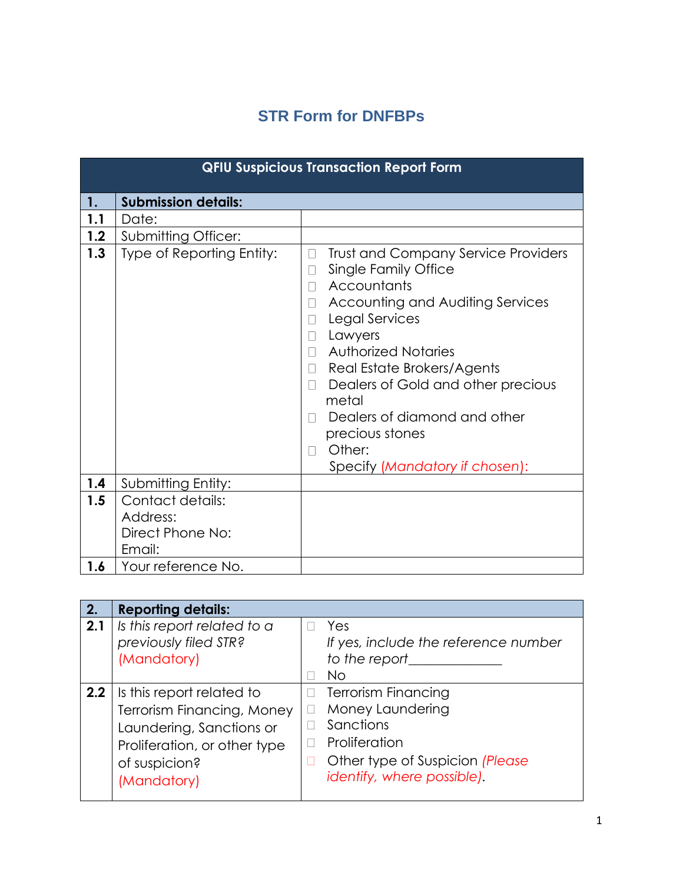# STR Form for DNFBPs

| QFIU Suspicious Transaction Report Form | | |
|---|---|---|
| **1.** | **Submission details:** | |
| **1.1** | Date: | |
| **1.2** | Submitting Officer: | |
| **1.3** | Type of Reporting Entity: | ☐ Trust and Company Service Providers<br>☐ Single Family Office<br>☐ Accountants<br>☐ Accounting and Auditing Services<br>☐ Legal Services<br>☐ Lawyers<br>☐ Authorized Notaries<br>☐ Real Estate Brokers/Agents<br>☐ Dealers of Gold and other precious metal<br>☐ Dealers of diamond and other precious stones<br>☐ Other:<br>Specify *(Mandatory if chosen)*: |
| **1.4** | Submitting Entity: | |
| **1.5** | Contact details:<br>Address:<br>Direct Phone No:<br>Email: | |
| **1.6** | Your reference No. | |

| **2.** | **Reporting details:** | |
|---|---|---|
| **2.1** | *Is this report related to a previously filed STR?*<br>(Mandatory) | ☐ Yes<br>*If yes, include the reference number to the report*______________<br>☐ No |
| **2.2** | Is this report related to Terrorism Financing, Money Laundering, Sanctions or Proliferation, or other type of suspicion?<br>(Mandatory) | ☐ Terrorism Financing<br>☐ Money Laundering<br>☐ Sanctions<br>☐ Proliferation<br>☐ Other type of Suspicion *(Please identify, where possible)*. |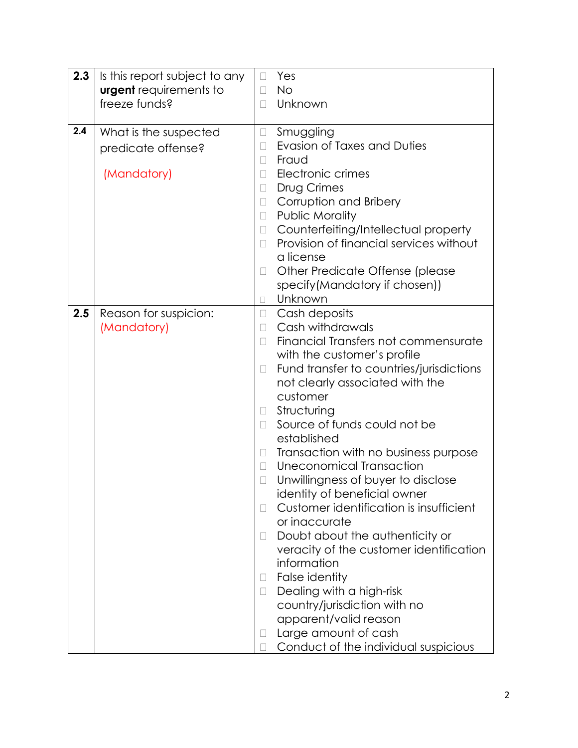| | | |
|---|---|---|
| **2.3** | Is this report subject to any **urgent** requirements to freeze funds? | ☐ Yes<br>☐ No<br>☐ Unknown |
| **2.4** | What is the suspected predicate offense?<br><br>(Mandatory) | ☐ Smuggling<br>☐ Evasion of Taxes and Duties<br>☐ Fraud<br>☐ Electronic crimes<br>☐ Drug Crimes<br>☐ Corruption and Bribery<br>☐ Public Morality<br>☐ Counterfeiting/Intellectual property<br>☐ Provision of financial services without a license<br>☐ Other Predicate Offense (please specify(Mandatory if chosen))<br>☐ Unknown |
| **2.5** | Reason for suspicion: (Mandatory) | ☐ Cash deposits<br>☐ Cash withdrawals<br>☐ Financial Transfers not commensurate with the customer's profile<br>☐ Fund transfer to countries/jurisdictions not clearly associated with the customer<br>☐ Structuring<br>☐ Source of funds could not be established<br>☐ Transaction with no business purpose<br>☐ Uneconomical Transaction<br>☐ Unwillingness of buyer to disclose identity of beneficial owner<br>☐ Customer identification is insufficient or inaccurate<br>☐ Doubt about the authenticity or veracity of the customer identification information<br>☐ False identity<br>☐ Dealing with a high-risk country/jurisdiction with no apparent/valid reason<br>☐ Large amount of cash<br>☐ Conduct of the individual suspicious |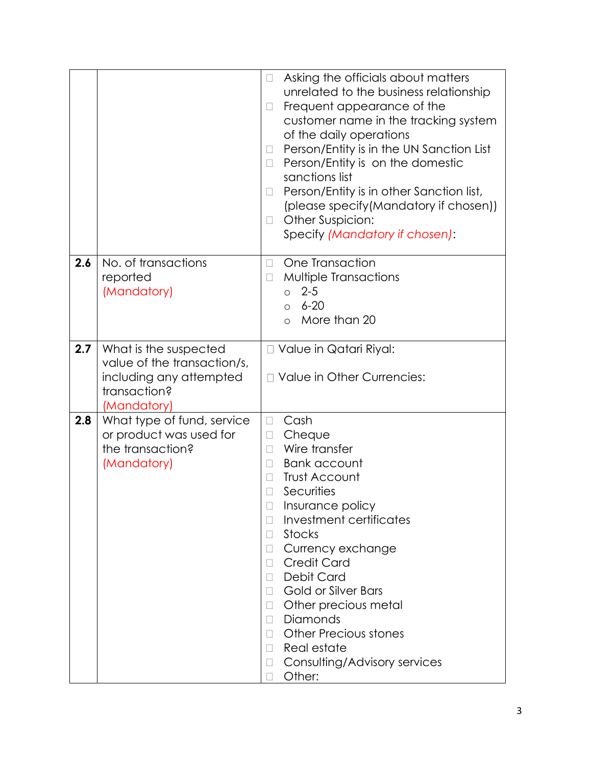| | | |
|---|---|---|
| | | ☐ Asking the officials about matters unrelated to the business relationship<br>☐ Frequent appearance of the customer name in the tracking system of the daily operations<br>☐ Person/Entity is in the UN Sanction List<br>☐ Person/Entity is on the domestic sanctions list<br>☐ Person/Entity is in other Sanction list, (please specify(Mandatory if chosen))<br>☐ Other Suspicion:<br>Specify *(Mandatory if chosen)*: |
| **2.6** | No. of transactions reported (Mandatory) | ☐ One Transaction<br>☐ Multiple Transactions<br>○ 2-5<br>○ 6-20<br>○ More than 20 |
| **2.7** | What is the suspected value of the transaction/s, including any attempted transaction? (Mandatory) | ☐ Value in Qatari Riyal:<br><br>☐ Value in Other Currencies: |
| **2.8** | What type of fund, service or product was used for the transaction? (Mandatory) | ☐ Cash<br>☐ Cheque<br>☐ Wire transfer<br>☐ Bank account<br>☐ Trust Account<br>☐ Securities<br>☐ Insurance policy<br>☐ Investment certificates<br>☐ Stocks<br>☐ Currency exchange<br>☐ Credit Card<br>☐ Debit Card<br>☐ Gold or Silver Bars<br>☐ Other precious metal<br>☐ Diamonds<br>☐ Other Precious stones<br>☐ Real estate<br>☐ Consulting/Advisory services<br>☐ Other: |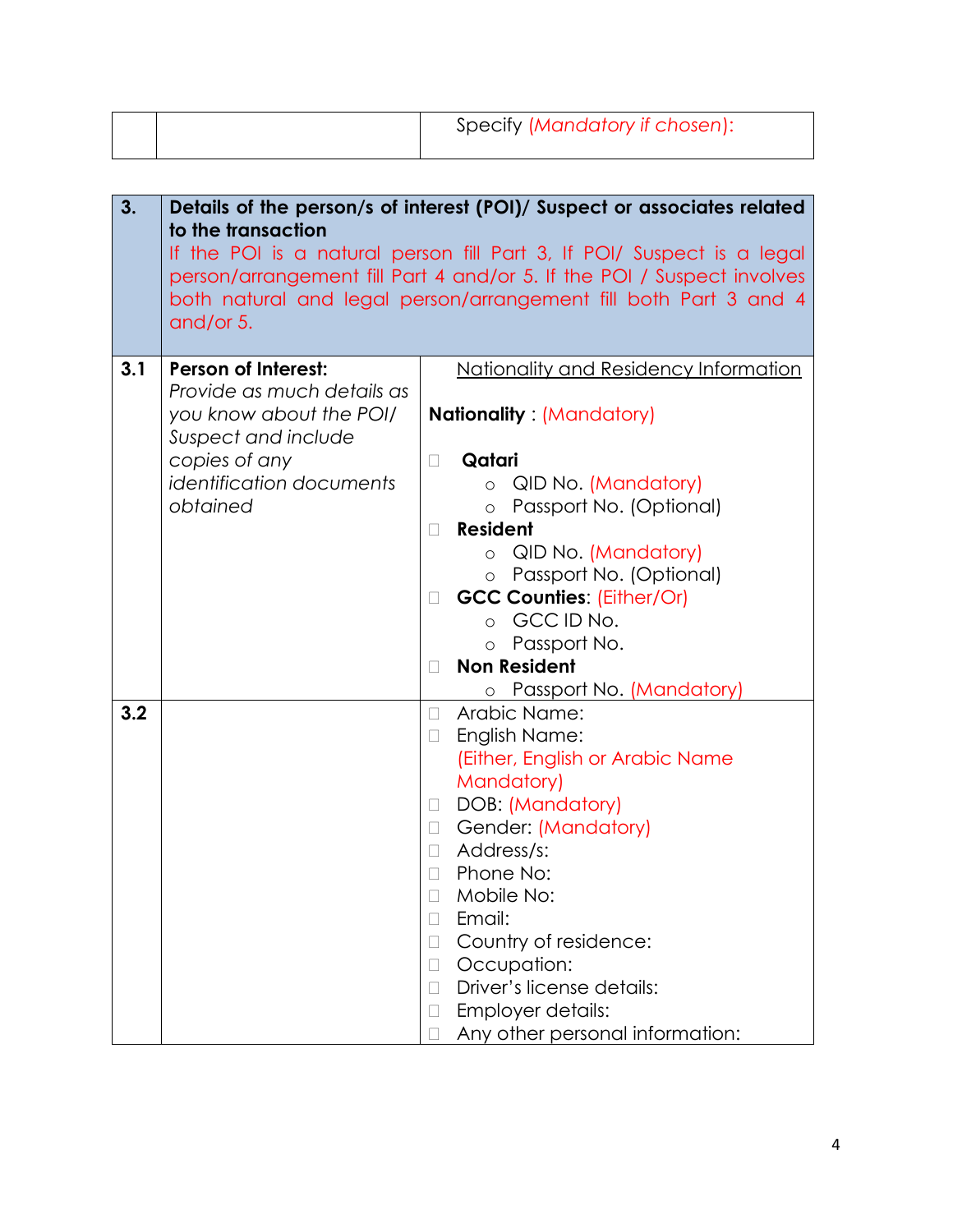| | | Specify (*Mandatory if chosen*): |
|---|---|---|

| **3.** | **Details of the person/s of interest (POI)/ Suspect or associates related to the transaction**<br>If the POI is a natural person fill Part 3, If POI/ Suspect is a legal person/arrangement fill Part 4 and/or 5. If the POI / Suspect involves both natural and legal person/arrangement fill both Part 3 and 4 and/or 5. | |
|---|---|---|
| **3.1** | **Person of Interest:**<br>*Provide as much details as you know about the POI/ Suspect and include copies of any identification documents obtained* | Nationality and Residency Information<br><br>**Nationality** : (Mandatory)<br><br>☐ **Qatari**<br>○ QID No. (Mandatory)<br>○ Passport No. (Optional)<br>☐ **Resident**<br>○ QID No. (Mandatory)<br>○ Passport No. (Optional)<br>☐ **GCC Counties**: (Either/Or)<br>○ GCC ID No.<br>○ Passport No.<br>☐ **Non Resident**<br>○ Passport No. (Mandatory) |
| **3.2** | | ☐ Arabic Name:<br>☐ English Name:<br>(Either, English or Arabic Name Mandatory)<br>☐ DOB: (Mandatory)<br>☐ Gender: (Mandatory)<br>☐ Address/s:<br>☐ Phone No:<br>☐ Mobile No:<br>☐ Email:<br>☐ Country of residence:<br>☐ Occupation:<br>☐ Driver's license details:<br>☐ Employer details:<br>☐ Any other personal information: |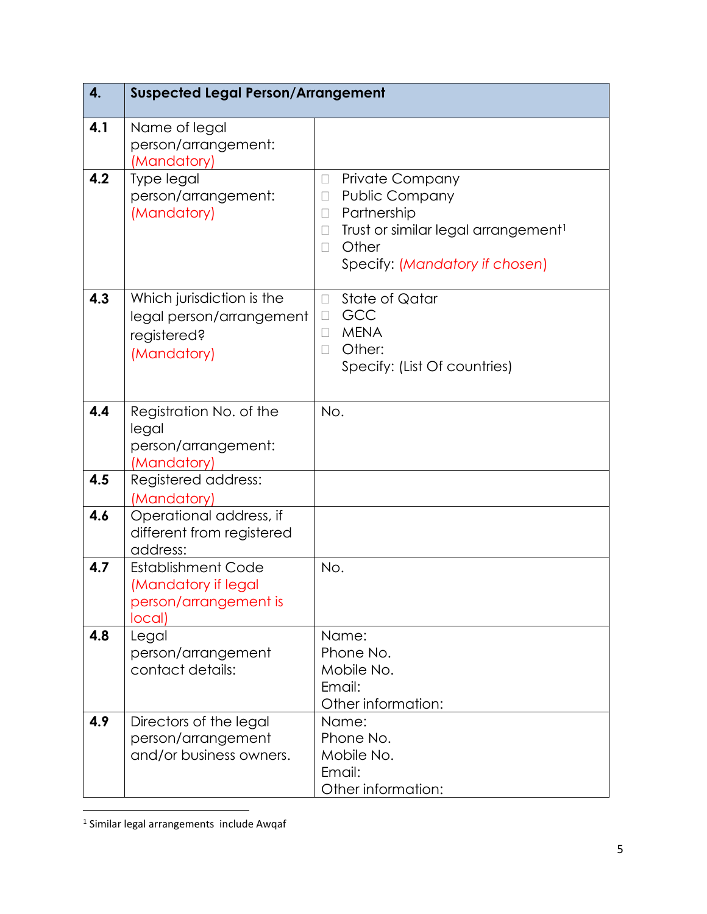| 4. | Suspected Legal Person/Arrangement | |
|---|---|---|
| 4.1 | Name of legal person/arrangement: (Mandatory) | |
| 4.2 | Type legal person/arrangement: (Mandatory) | ☐ Private Company<br>☐ Public Company<br>☐ Partnership<br>☐ Trust or similar legal arrangement[1]<br>☐ Other<br>Specify: *(Mandatory if chosen)* |
| 4.3 | Which jurisdiction is the legal person/arrangement registered? (Mandatory) | ☐ State of Qatar<br>☐ GCC<br>☐ MENA<br>☐ Other:<br>Specify: (List Of countries) |
| 4.4 | Registration No. of the legal person/arrangement: (Mandatory) | No. |
| 4.5 | Registered address: (Mandatory) | |
| 4.6 | Operational address, if different from registered address: | |
| 4.7 | Establishment Code (Mandatory if legal person/arrangement is local) | No. |
| 4.8 | Legal person/arrangement contact details: | Name:<br>Phone No.<br>Mobile No.<br>Email:<br>Other information: |
| 4.9 | Directors of the legal person/arrangement and/or business owners. | Name:<br>Phone No.<br>Mobile No.<br>Email:<br>Other information: |

[1] Similar legal arrangements include Awqaf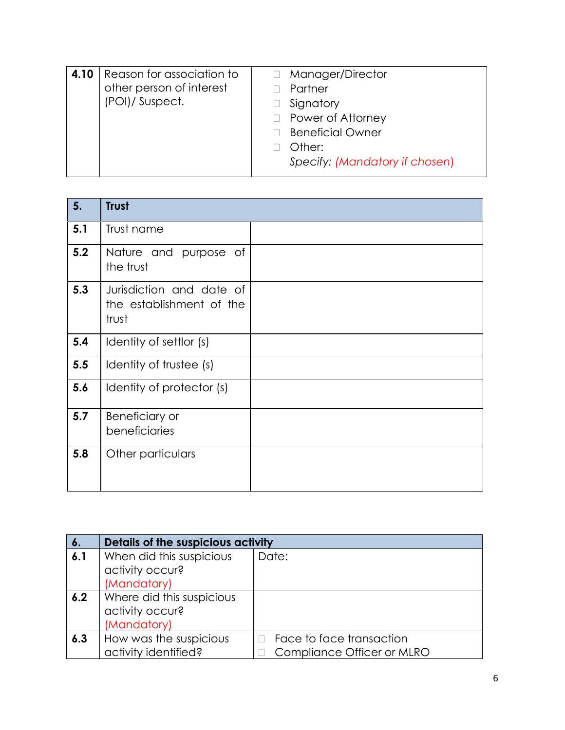| 4.10 | Reason for association to other person of interest (POI)/ Suspect. | ☐ Manager/Director<br>☐ Partner<br>☐ Signatory<br>☐ Power of Attorney<br>☐ Beneficial Owner<br>☐ Other:<br>*Specify: (Mandatory if chosen)* |
|---|---|---|

| **5.** | **Trust** | |
|---|---|---|
| **5.1** | Trust name | |
| **5.2** | Nature and purpose of the trust | |
| **5.3** | Jurisdiction and date of the establishment of the trust | |
| **5.4** | Identity of settlor (s) | |
| **5.5** | Identity of trustee (s) | |
| **5.6** | Identity of protector (s) | |
| **5.7** | Beneficiary or beneficiaries | |
| **5.8** | Other particulars | |

| **6.** | **Details of the suspicious activity** | |
|---|---|---|
| **6.1** | When did this suspicious activity occur? (Mandatory) | Date: |
| **6.2** | Where did this suspicious activity occur? (Mandatory) | |
| **6.3** | How was the suspicious activity identified? | ☐ Face to face transaction<br>☐ Compliance Officer or MLRO |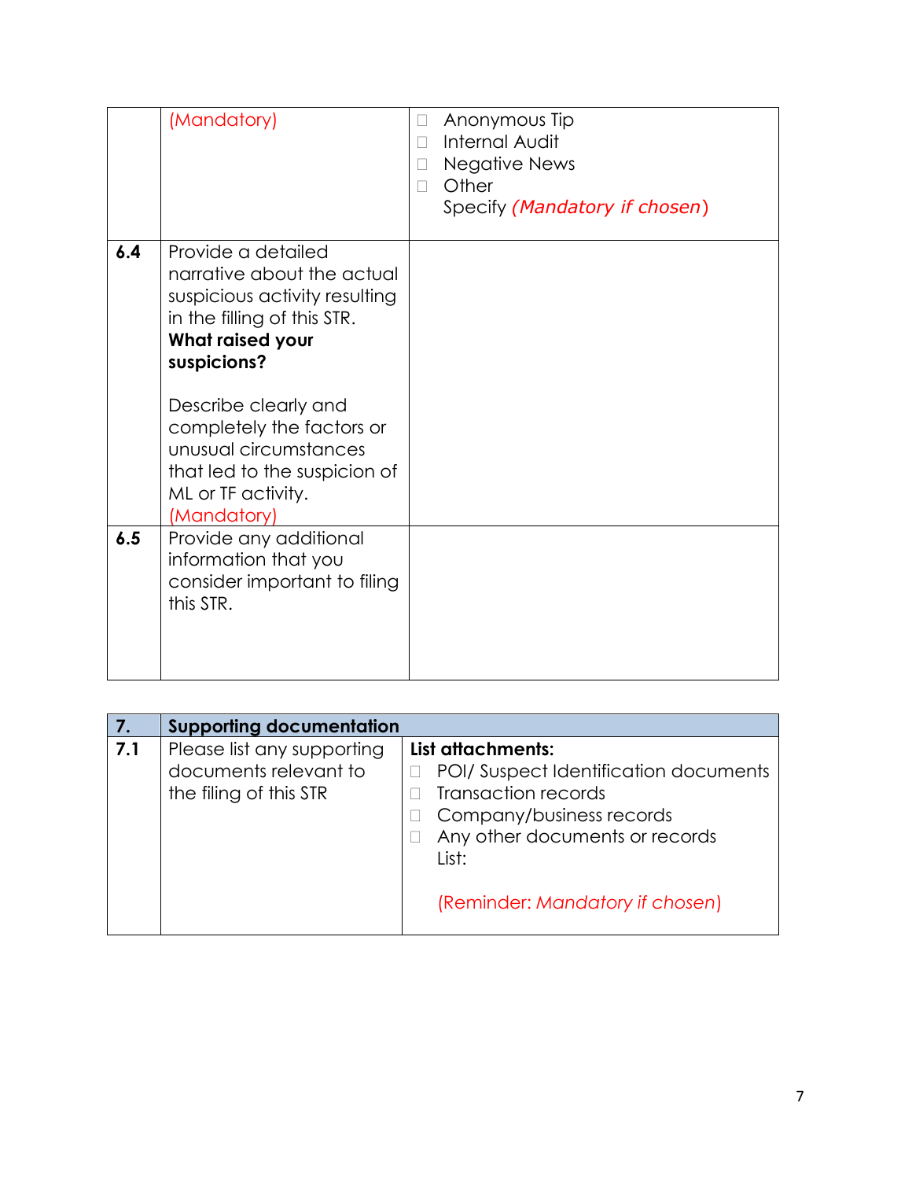| | | |
|---|---|---|
| | (Mandatory) | ☐ Anonymous Tip<br>☐ Internal Audit<br>☐ Negative News<br>☐ Other<br>Specify *(Mandatory if chosen)* |
| **6.4** | Provide a detailed narrative about the actual suspicious activity resulting in the filling of this STR. **What raised your suspicions?**<br><br>Describe clearly and completely the factors or unusual circumstances that led to the suspicion of ML or TF activity. (Mandatory) | |
| **6.5** | Provide any additional information that you consider important to filing this STR. | |

| | | |
|---|---|---|
| **7.** | **Supporting documentation** | |
| **7.1** | Please list any supporting documents relevant to the filing of this STR | **List attachments:**<br>☐ POI/ Suspect Identification documents<br>☐ Transaction records<br>☐ Company/business records<br>☐ Any other documents or records<br>List:<br><br>(Reminder: *Mandatory if chosen*) |